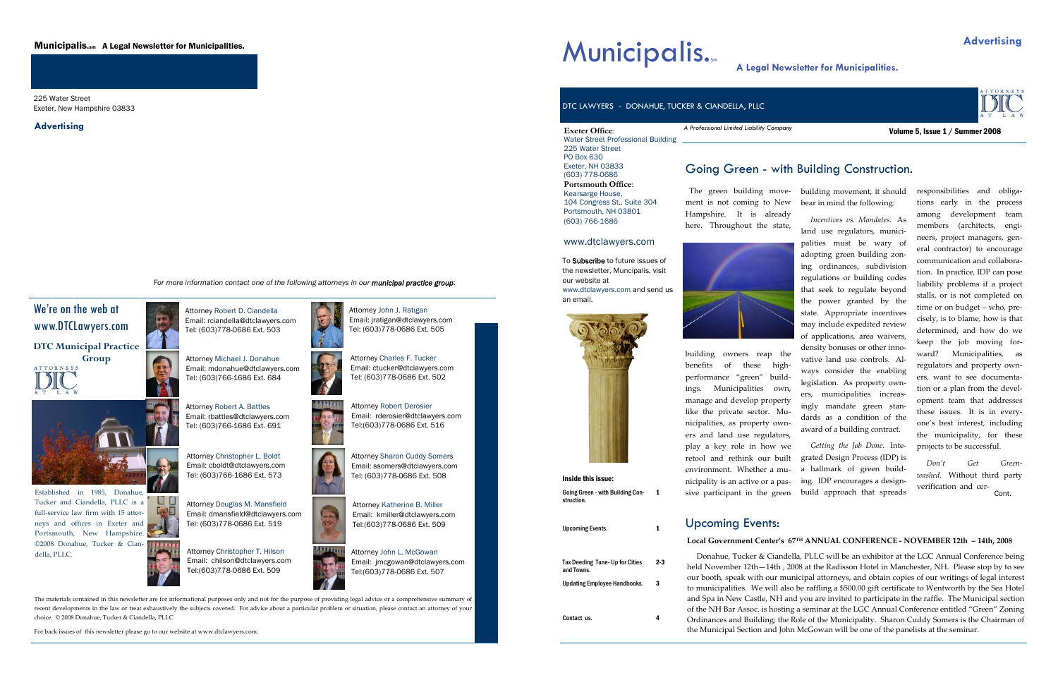**Municipalis.**℠ **A Legal Newsletter for Municipalities.**

225 Water Street
Exeter, New Hampshire 03833

**Advertising**

*For more information contact one of the following attorneys in our* ***municipal practice group****:*

## We're on the web at www.DTCLawyers.com

**DTC Municipal Practice Group**

Established in 1985, Donahue, Tucker and Ciandella, PLLC is a full-service law firm with 15 attorneys and offices in Exeter and Portsmouth, New Hampshire. ©2008 Donahue, Tucker & Ciandella, PLLC.

Attorney Robert D. Ciandella
Email: rciandella@dtclawyers.com
Tel: (603)778-0686 Ext. 503

Attorney Michael J. Donahue
Email: mdonahue@dtclawyers.com
Tel: (603)766-1686 Ext. 684

Attorney Robert A. Battles
Email: rbattles@dtclawyers.com
Tel: (603)766-1686 Ext. 691

Attorney Christopher L. Boldt
Email: cboldt@dtclawyers.com
Tel: (603)766-1686 Ext. 573

Attorney Douglas M. Mansfield
Email: dmansfield@dtclawyers.com
Tel: (603)778-0686 Ext. 519

Attorney Christopher T. Hilson
Email: chilson@dtclawyers.com
Tel:(603)778-0686 Ext. 509

Attorney John J. Ratigan
Email: jratigan@dtclawyers.com
Tel: (603)778-0686 Ext. 505

Attorney Charles F. Tucker
Email: ctucker@dtclawyers.com
Tel: (603)778-0686 Ext. 502

Attorney Robert Derosier
Email: rderosier@dtclawyers.com
Tel:(603)778-0686 Ext. 516

Attorney Sharon Cuddy Somers
Email: ssomers@dtclawyers.com
Tel: (603)778-0686 Ext. 508

Attorney Katherine B. Miller
Email: kmiller@dtclawyers.com
Tel:(603)778-0686 Ext. 509

Attorney John L. McGowan
Email: jmcgowan@dtclawyers.com
Tel:(603)778-0686 Ext. 507

The materials contained in this newsletter are for informational purposes only and not for the purpose of providing legal advice or a comprehensive summary of recent developments in the law or treat exhaustively the subjects covered. For advice about a particular problem or situation, please contact an attorney of your choice. © 2008 Donahue, Tucker & Ciandella, PLLC

For back issues of this newsletter please go to our website at www.dtclawyers.com.

# Municipalis.℠

**A Legal Newsletter for Municipalities.**

**Advertising**

DTC LAWYERS - DONAHUE, TUCKER & CIANDELLA, PLLC

*A Professional Limited Liability Company*

**Volume 5, Issue 1 / Summer 2008**

**Exeter Office**:
Water Street Professional Building
225 Water Street
PO Box 630
Exeter, NH 03833
(603) 778-0686

**Portsmouth Office**:
Kearsarge House,
104 Congress St., Suite 304
Portsmouth, NH 03801
(603) 766-1686

www.dtclawyers.com

To **Subscribe** to future issues of the newsletter, Muncipalis, visit our website at www.dtclawyers.com and send us an email.

**Inside this issue:**

| | |
|---|---|
| Going Green - with Building Construction. | 1 |
| Upcoming Events. | 1 |
| Tax Deeding Tune- Up for Cities and Towns. | 2-3 |
| Updating Employee Handbooks. | 3 |
| Contact us. | 4 |

## Going Green - with Building Construction.

The green building movement is not coming to New Hampshire. It is already here. Throughout the state, building owners reap the benefits of these high-performance "green" buildings. Municipalities own, manage and develop property like the private sector. Municipalities, as property owners and land use regulators, play a key role in how we retool and rethink our built environment. Whether a municipality is an active or a passive participant in the green building movement, it should bear in mind the following:

*Incentives vs. Mandates*. As land use regulators, municipalities must be wary of adopting green building zoning ordinances, subdivision regulations or building codes that seek to regulate beyond the power granted by the state. Appropriate incentives may include expedited review of applications, area waivers, density bonuses or other innovative land use controls. Always consider the enabling legislation. As property owners, municipalities increasingly mandate green standards as a condition of the award of a building contract.

*Getting the Job Done*. Integrated Design Process (IDP) is a hallmark of green building. IDP encourages a design-build approach that spreads responsibilities and obligations early in the process among development team members (architects, engineers, project managers, general contractor) to encourage communication and collaboration. In practice, IDP can pose liability problems if a project stalls, or is not completed on time or on budget – who, precisely, is to blame, how is that determined, and how do we keep the job moving forward? Municipalities, as regulators and property owners, want to see documentation or a plan from the development team that addresses these issues. It is in everyone's best interest, including the municipality, for these projects to be successful.

*Don't Get Greenwashed*. Without third party verification and cer- Cont.

## Upcoming Events:

**Local Government Center's 67TH ANNUAL CONFERENCE - NOVEMBER 12th – 14th, 2008**

Donahue, Tucker & Ciandella, PLLC will be an exhibitor at the LGC Annual Conference being held November 12th—14th , 2008 at the Radisson Hotel in Manchester, NH. Please stop by to see our booth, speak with our municipal attorneys, and obtain copies of our writings of legal interest to municipalities. We will also be raffling a $500.00 gift certificate to Wentworth by the Sea Hotel and Spa in New Castle, NH and you are invited to participate in the raffle. The Municipal section of the NH Bar Assoc. is hosting a seminar at the LGC Annual Conference entitled "Green" Zoning Ordinances and Building; the Role of the Municipality. Sharon Cuddy Somers is the Chairman of the Municipal Section and John McGowan will be one of the panelists at the seminar.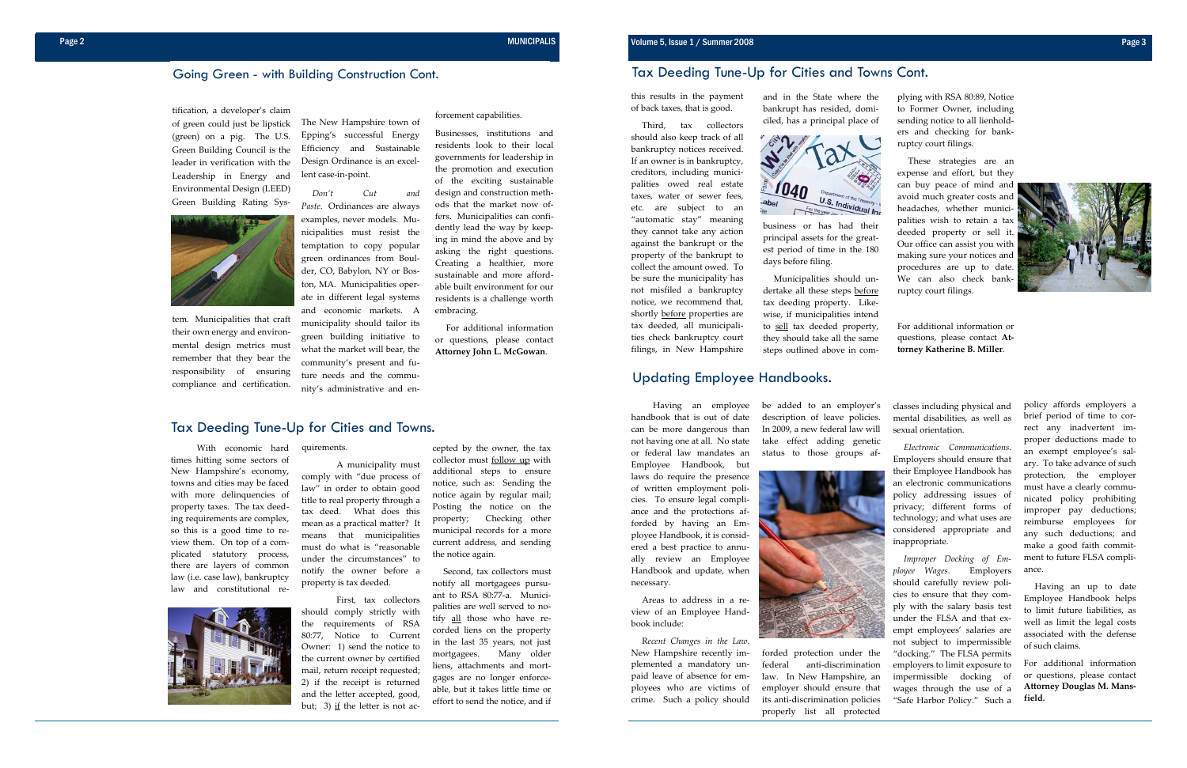## Going Green - with Building Construction Cont.

tification, a developer's claim of green could just be lipstick (green) on a pig. The U.S. Green Building Council is the leader in verification with the Leadership in Energy and Environmental Design (LEED) Green Building Rating System. Municipalities that craft their own energy and environmental design metrics must remember that they bear the responsibility of ensuring compliance and certification.

The New Hampshire town of Epping's successful Energy Efficiency and Sustainable Design Ordinance is an excellent case-in-point.

*Don't Cut and Paste*. Ordinances are always examples, never models. Municipalities must resist the temptation to copy popular green ordinances from Boulder, CO, Babylon, NY or Boston, MA. Municipalities operate in different legal systems and economic markets. A municipality should tailor its green building initiative to what the market will bear, the community's present and future needs and the community's administrative and enforcement capabilities.

Businesses, institutions and residents look to their local governments for leadership in the promotion and execution of the exciting sustainable design and construction methods that the market now offers. Municipalities can confidently lead the way by keeping in mind the above and by asking the right questions. Creating a healthier, more sustainable and more affordable built environment for our residents is a challenge worth embracing.

For additional information or questions, please contact **Attorney John L. McGowan**.

## Tax Deeding Tune-Up for Cities and Towns.

With economic hard times hitting some sectors of New Hampshire's economy, towns and cities may be faced with more delinquencies of property taxes. The tax deeding requirements are complex, so this is a good time to review them. On top of a complicated statutory process, there are layers of common law (i.e. case law), bankruptcy law and constitutional requirements.

A municipality must comply with "due process of law" in order to obtain good title to real property through a tax deed. What does this mean as a practical matter? It means that municipalities must do what is "reasonable under the circumstances" to notify the owner before a property is tax deeded.

First, tax collectors should comply strictly with the requirements of RSA 80:77, Notice to Current Owner: 1) send the notice to the current owner by certified mail, return receipt requested; 2) if the receipt is returned and the letter accepted, good, but; 3) if the letter is not accepted by the owner, the tax collector must follow up with additional steps to ensure notice, such as: Sending the notice again by regular mail; Posting the notice on the property; Checking other municipal records for a more current address, and sending the notice again.

Second, tax collectors must notify all mortgagees pursuant to RSA 80:77-a. Municipalities are well served to notify all those who have recorded liens on the property in the last 35 years, not just mortgagees. Many older liens, attachments and mortgages are no longer enforceable, but it takes little time or effort to send the notice, and if this results in the payment of back taxes, that is good.

## Tax Deeding Tune-Up for Cities and Towns Cont.

Third, tax collectors should also keep track of all bankruptcy notices received. If an owner is in bankruptcy, creditors, including municipalities owed real estate taxes, water or sewer fees, etc. are subject to an "automatic stay" meaning they cannot take any action against the bankrupt or the property of the bankrupt to collect the amount owed. To be sure the municipality has not misfiled a bankruptcy notice, we recommend that, shortly before properties are tax deeded, all municipalities check bankruptcy court filings, in New Hampshire and in the State where the bankrupt has resided, domiciled, has a principal place of business or has had their principal assets for the greatest period of time in the 180 days before filing.

Municipalities should undertake all these steps before tax deeding property. Likewise, if municipalities intend to sell tax deeded property, they should take all the same steps outlined above in complying with RSA 80:89, Notice to Former Owner, including sending notice to all lienholders and checking for bankruptcy court filings.

These strategies are an expense and effort, but they can buy peace of mind and avoid much greater costs and headaches, whether municipalities wish to retain a tax deeded property or sell it. Our office can assist you with making sure your notices and procedures are up to date. We can also check bankruptcy court filings.

For additional information or questions, please contact **Attorney Katherine B. Miller**.

## Updating Employee Handbooks.

Having an employee handbook that is out of date can be more dangerous than not having one at all. No state or federal law mandates an Employee Handbook, but laws do require the presence of written employment policies. To ensure legal compliance and the protections afforded by having an Employee Handbook, it is considered a best practice to annually review an Employee Handbook and update, when necessary.

Areas to address in a review of an Employee Handbook include:

*Recent Changes in the Law*. New Hampshire recently implemented a mandatory unpaid leave of absence for employees who are victims of crime. Such a policy should be added to an employer's description of leave policies. In 2009, a new federal law will take effect adding genetic status to those groups afforded protection under the federal anti-discrimination law. In New Hampshire, an employer should ensure that its anti-discrimination policies properly list all protected classes including physical and mental disabilities, as well as sexual orientation.

*Electronic Communications*. Employers should ensure that their Employee Handbook has an electronic communications policy addressing issues of privacy; different forms of technology; and what uses are considered appropriate and inappropriate.

*Improper Docking of Employee Wages*. Employers should carefully review policies to ensure that they comply with the salary basis test under the FLSA and that exempt employees' salaries are not subject to impermissible "docking." The FLSA permits employers to limit exposure to impermissible docking of wages through the use of a "Safe Harbor Policy." Such a policy affords employers a brief period of time to correct any inadvertent improper deductions made to an exempt employee's salary. To take advance of such protection, the employer must have a clearly communicated policy prohibiting improper pay deductions; reimburse employees for any such deductions; and make a good faith commitment to future FLSA compliance.

Having an up to date Employee Handbook helps to limit future liabilities, as well as limit the legal costs associated with the defense of such claims.

For additional information or questions, please contact **Attorney Douglas M. Mansfield.**